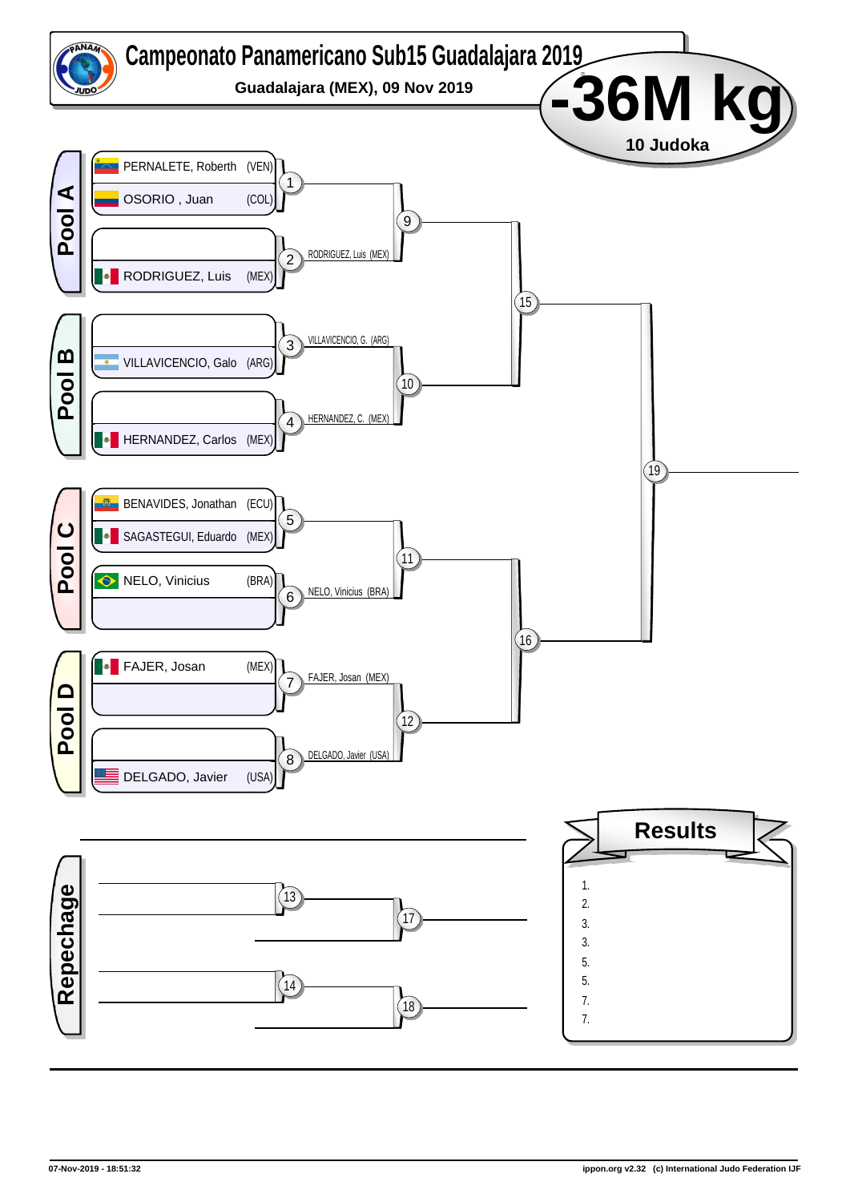# Campeonato Panamericano Sub15 Guadalajara 2019

**Guadalajara (MEX), 09 Nov 2019**

## -36M kg

**10 Judoka**

### Pool A

| Contest | Competitor | Winner |
|---|---|---|
| 1 | PERNALETE, Roberth (VEN) / OSORIO , Juan (COL) | |
| 2 | — / RODRIGUEZ, Luis (MEX) | RODRIGUEZ, Luis (MEX) |
| 9 | Winner 1 / Winner 2 | |

### Pool B

| Contest | Competitor | Winner |
|---|---|---|
| 3 | — / VILLAVICENCIO, Galo (ARG) | VILLAVICENCIO, G. (ARG) |
| 4 | — / HERNANDEZ, Carlos (MEX) | HERNANDEZ, C. (MEX) |
| 10 | Winner 3 / Winner 4 | |

### Pool C

| Contest | Competitor | Winner |
|---|---|---|
| 5 | BENAVIDES, Jonathan (ECU) / SAGASTEGUI, Eduardo (MEX) | |
| 6 | NELO, Vinicius (BRA) / — | NELO, Vinicius (BRA) |
| 11 | Winner 5 / Winner 6 | |

### Pool D

| Contest | Competitor | Winner |
|---|---|---|
| 7 | FAJER, Josan (MEX) / — | FAJER, Josan (MEX) |
| 8 | — / DELGADO, Javier (USA) | DELGADO, Javier (USA) |
| 12 | Winner 7 / Winner 8 | |

### Semi-finals and Final

| Contest | Competitors | Winner |
|---|---|---|
| 15 | Winner 9 / Winner 10 | |
| 16 | Winner 11 / Winner 12 | |
| 19 | Winner 15 / Winner 16 | |

### Repechage

| Contest | Competitors | Winner |
|---|---|---|
| 13 | | |
| 14 | | |
| 17 | Winner 13 / | |
| 18 | Winner 14 / | |

### Results

1.
2.
3.
3.
5.
5.
7.
7.

07-Nov-2019 - 18:51:32

ippon.org v2.32 (c) International Judo Federation IJF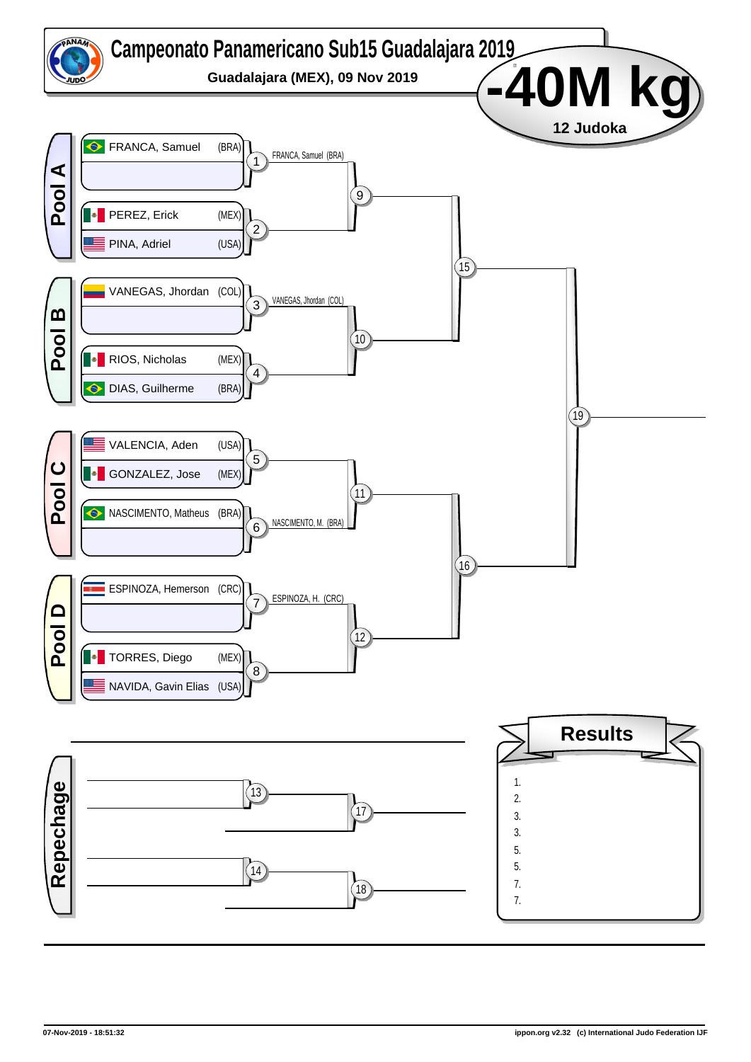# Campeonato Panamericano Sub15 Guadalajara 2019

**Guadalajara (MEX), 09 Nov 2019**

# -40M kg

**12 Judoka**

## Pool A

- FRANCA, Samuel (BRA)
- PEREZ, Erick (MEX)
- PINA, Adriel (USA)

Match 1: FRANCA, Samuel (BRA)
Match 2
Match 9

## Pool B

- VANEGAS, Jhordan (COL)
- RIOS, Nicholas (MEX)
- DIAS, Guilherme (BRA)

Match 3: VANEGAS, Jhordan (COL)
Match 4
Match 10

Match 15

## Pool C

- VALENCIA, Aden (USA)
- GONZALEZ, Jose (MEX)
- NASCIMENTO, Matheus (BRA)

Match 5
Match 6: NASCIMENTO, M. (BRA)
Match 11

## Pool D

- ESPINOZA, Hemerson (CRC)
- TORRES, Diego (MEX)
- NAVIDA, Gavin Elias (USA)

Match 7: ESPINOZA, H. (CRC)
Match 8
Match 12

Match 16

Match 19

## Repechage

Match 13
Match 14
Match 17
Match 18

## Results

1.
2.
3.
3.
5.
5.
7.
7.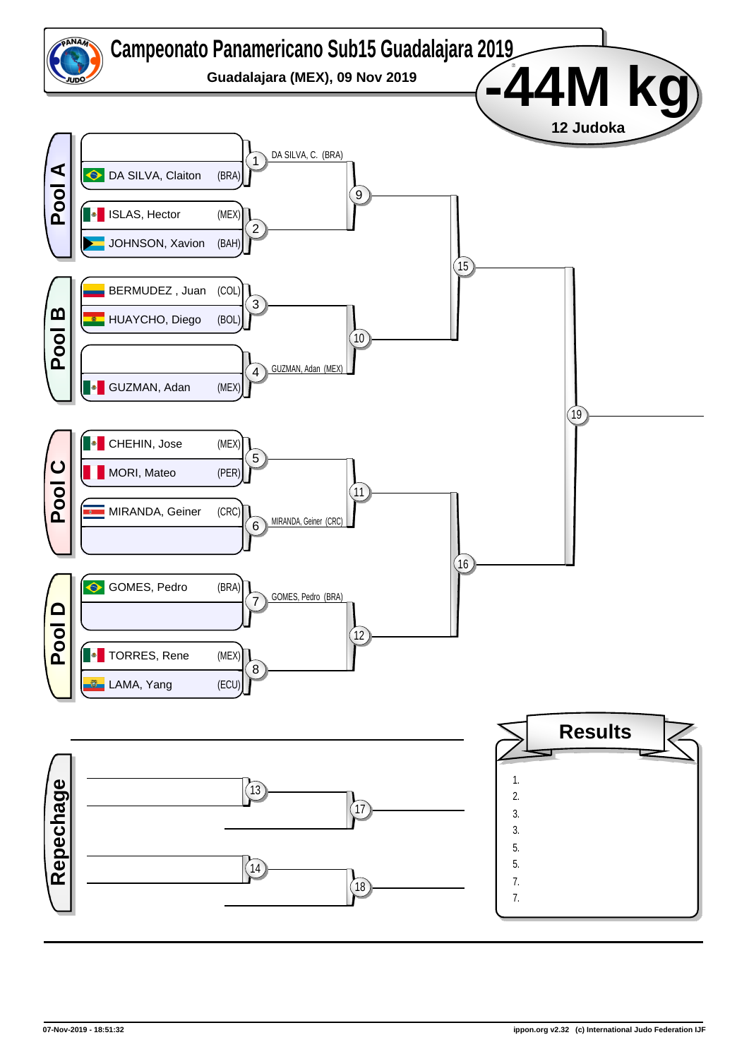# Campeonato Panamericano Sub15 Guadalajara 2019

**Guadalajara (MEX), 09 Nov 2019**

## -44M kg

**12 Judoka**

### Pool A

- (empty)
- DA SILVA, Claiton (BRA)
- ISLAS, Hector (MEX)
- JOHNSON, Xavion (BAH)

### Pool B

- BERMUDEZ , Juan (COL)
- HUAYCHO, Diego (BOL)
- (empty)
- GUZMAN, Adan (MEX)

### Pool C

- CHEHIN, Jose (MEX)
- MORI, Mateo (PER)
- MIRANDA, Geiner (CRC)
- (empty)

### Pool D

- GOMES, Pedro (BRA)
- (empty)
- TORRES, Rene (MEX)
- LAMA, Yang (ECU)

### Bracket

| Contest | Winner |
| --- | --- |
| 1 | DA SILVA, C. (BRA) |
| 2 | |
| 3 | |
| 4 | GUZMAN, Adan (MEX) |
| 5 | |
| 6 | MIRANDA, Geiner (CRC) |
| 7 | GOMES, Pedro (BRA) |
| 8 | |
| 9 | |
| 10 | |
| 11 | |
| 12 | |
| 15 | |
| 16 | |
| 19 | |

### Repechage

| Contest | Winner |
| --- | --- |
| 13 | |
| 14 | |
| 17 | |
| 18 | |

### Results

1.
2.
3.
3.
5.
5.
7.
7.

07-Nov-2019 - 18:51:32

ippon.org v2.32 (c) International Judo Federation IJF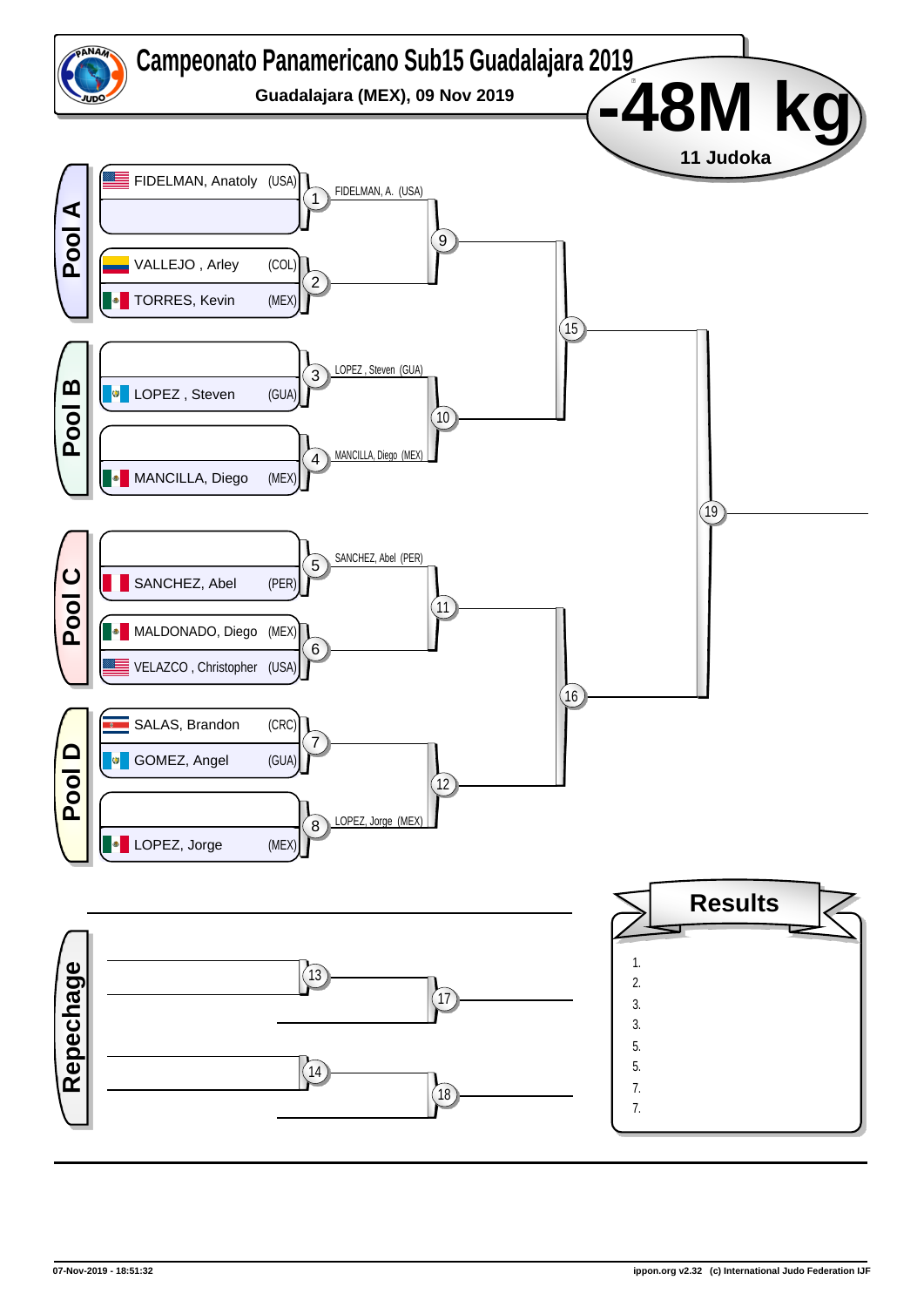# Campeonato Panamericano Sub15 Guadalajara 2019

**Guadalajara (MEX), 09 Nov 2019**

## -48M kg

**11 Judoka**

### Pool A

| Contest | Athlete | Country |
|---|---|---|
| 1 | FIDELMAN, Anatoly | (USA) |
| 1 | | |
| 2 | VALLEJO , Arley | (COL) |
| 2 | TORRES, Kevin | (MEX) |

- 1: FIDELMAN, A. (USA)
- 9
- 15

### Pool B

| Contest | Athlete | Country |
|---|---|---|
| 3 | | |
| 3 | LOPEZ , Steven | (GUA) |
| 4 | | |
| 4 | MANCILLA, Diego | (MEX) |

- 3: LOPEZ , Steven (GUA)
- 4: MANCILLA, Diego (MEX)
- 10
- 19

### Pool C

| Contest | Athlete | Country |
|---|---|---|
| 5 | | |
| 5 | SANCHEZ, Abel | (PER) |
| 6 | MALDONADO, Diego | (MEX) |
| 6 | VELAZCO , Christopher | (USA) |

- 5: SANCHEZ, Abel (PER)
- 11
- 16

### Pool D

| Contest | Athlete | Country |
|---|---|---|
| 7 | SALAS, Brandon | (CRC) |
| 7 | GOMEZ, Angel | (GUA) |
| 8 | | |
| 8 | LOPEZ, Jorge | (MEX) |

- 8: LOPEZ, Jorge (MEX)
- 12

### Repechage

- 13
- 14
- 17
- 18

### Results

1.
2.
3.
3.
5.
5.
7.
7.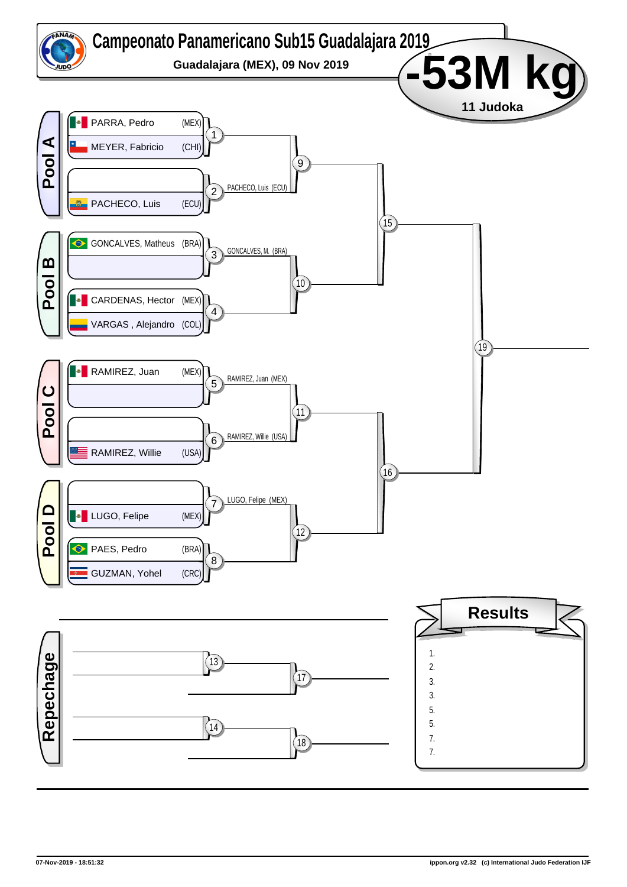# Campeonato Panamericano Sub15 Guadalajara 2019

**Guadalajara (MEX), 09 Nov 2019**

# -53M kg

**11 Judoka**

## Pool A

| Match | Competitor | Country | Winner |
|---|---|---|---|
| 1 | PARRA, Pedro | (MEX) | |
| | MEYER, Fabricio | (CHI) | |
| 2 | | | PACHECO, Luis (ECU) |
| | PACHECO, Luis | (ECU) | |

## Pool B

| Match | Competitor | Country | Winner |
|---|---|---|---|
| 3 | GONCALVES, Matheus | (BRA) | GONCALVES, M. (BRA) |
| | | | |
| 4 | CARDENAS, Hector | (MEX) | |
| | VARGAS , Alejandro | (COL) | |

## Pool C

| Match | Competitor | Country | Winner |
|---|---|---|---|
| 5 | RAMIREZ, Juan | (MEX) | RAMIREZ, Juan (MEX) |
| | | | |
| 6 | | | RAMIREZ, Willie (USA) |
| | RAMIREZ, Willie | (USA) | |

## Pool D

| Match | Competitor | Country | Winner |
|---|---|---|---|
| 7 | | | LUGO, Felipe (MEX) |
| | LUGO, Felipe | (MEX) | |
| 8 | PAES, Pedro | (BRA) | |
| | GUZMAN, Yohel | (CRC) | |

Matches: 9, 10, 11, 12, 15, 16, 19

## Repechage

Matches: 13, 14, 17, 18

## Results

1.
2.
3.
3.
5.
5.
7.
7.

07-Nov-2019 - 18:51:32

ippon.org v2.32 (c) International Judo Federation IJF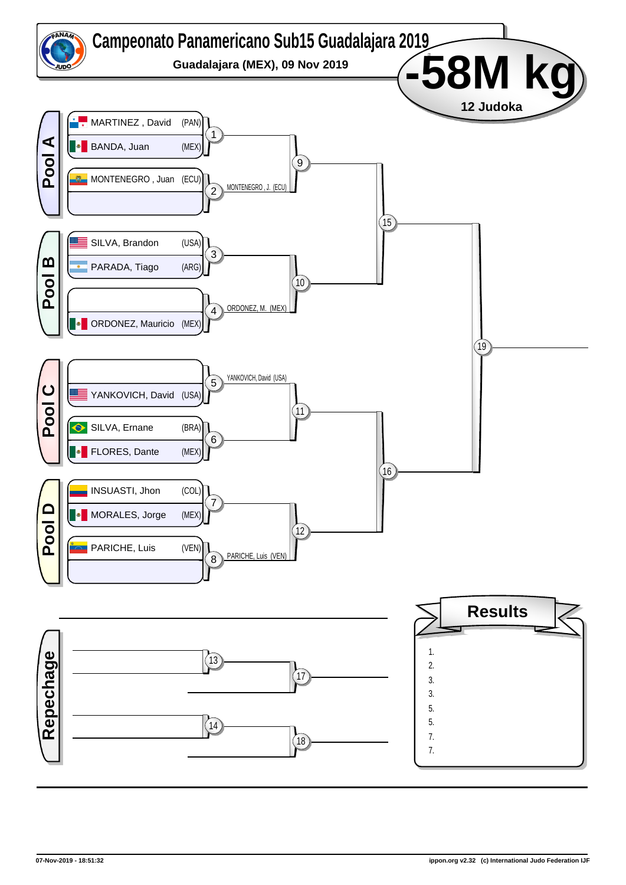# Campeonato Panamericano Sub15 Guadalajara 2019

**Guadalajara (MEX), 09 Nov 2019**

## -58M kg

**12 Judoka**

### Pool A

| Competitor | Country | Match |
|---|---|---|
| MARTINEZ , David | (PAN) | 1 |
| BANDA, Juan | (MEX) | 1 |
| MONTENEGRO , Juan | (ECU) | 2 |
| | | 2 |

Match 2: MONTENEGRO , J. (ECU)

### Pool B

| Competitor | Country | Match |
|---|---|---|
| SILVA, Brandon | (USA) | 3 |
| PARADA, Tiago | (ARG) | 3 |
| | | 4 |
| ORDONEZ, Mauricio | (MEX) | 4 |

Match 4: ORDONEZ, M. (MEX)

### Pool C

| Competitor | Country | Match |
|---|---|---|
| | | 5 |
| YANKOVICH, David | (USA) | 5 |
| SILVA, Ernane | (BRA) | 6 |
| FLORES, Dante | (MEX) | 6 |

Match 5: YANKOVICH, David (USA)

### Pool D

| Competitor | Country | Match |
|---|---|---|
| INSUASTI, Jhon | (COL) | 7 |
| MORALES, Jorge | (MEX) | 7 |
| PARICHE, Luis | (VEN) | 8 |
| | | 8 |

Match 8: PARICHE, Luis (VEN)

### Bracket

- Match 9: winners of 1 and 2
- Match 10: winners of 3 and 4
- Match 11: winners of 5 and 6
- Match 12: winners of 7 and 8
- Match 15: winners of 9 and 10
- Match 16: winners of 11 and 12
- Match 19: winners of 15 and 16

### Repechage

- Match 13 → Match 17
- Match 14 → Match 18

### Results

1.
2.
3.
3.
5.
5.
7.
7.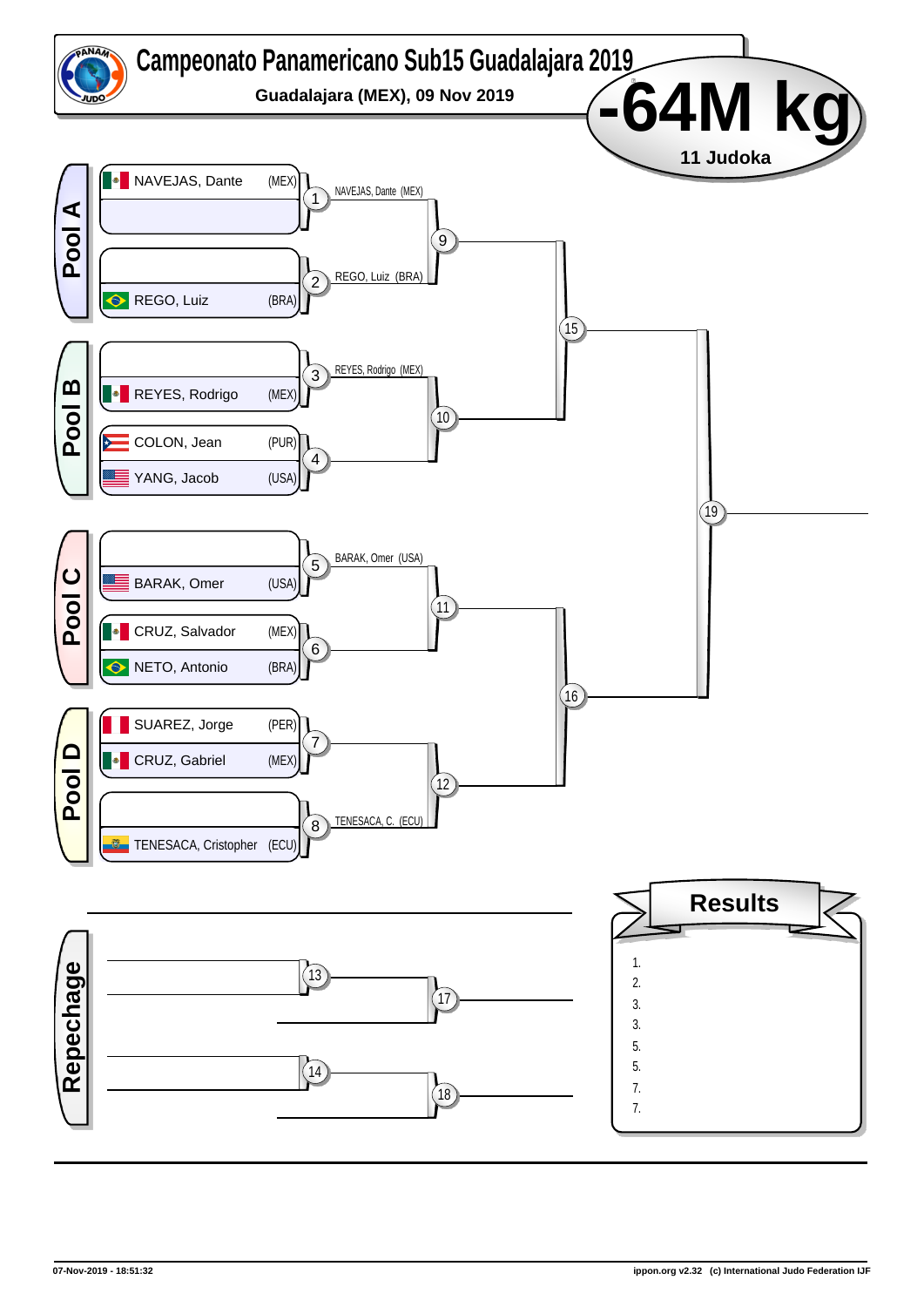# Campeonato Panamericano Sub15 Guadalajara 2019

**Guadalajara (MEX), 09 Nov 2019**

# -64M kg

**11 Judoka**

## Pool A

| Athlete | Country | Match | Winner |
|---|---|---|---|
| NAVEJAS, Dante | (MEX) | 1 | NAVEJAS, Dante (MEX) |
| | | | |
| | | 2 | REGO, Luiz (BRA) |
| REGO, Luiz | (BRA) | | |

## Pool B

| Athlete | Country | Match | Winner |
|---|---|---|---|
| | | 3 | REYES, Rodrigo (MEX) |
| REYES, Rodrigo | (MEX) | | |
| COLON, Jean | (PUR) | 4 | |
| YANG, Jacob | (USA) | | |

## Pool C

| Athlete | Country | Match | Winner |
|---|---|---|---|
| | | 5 | BARAK, Omer (USA) |
| BARAK, Omer | (USA) | | |
| CRUZ, Salvador | (MEX) | 6 | |
| NETO, Antonio | (BRA) | | |

## Pool D

| Athlete | Country | Match | Winner |
|---|---|---|---|
| SUAREZ, Jorge | (PER) | 7 | |
| CRUZ, Gabriel | (MEX) | | |
| | | 8 | TENESACA, C. (ECU) |
| TENESACA, Cristopher | (ECU) | | |

Matches 9, 10, 11, 12, 15, 16, 19

## Repechage

Matches 13, 14, 17, 18

## Results

1.
2.
3.
3.
5.
5.
7.
7.

07-Nov-2019 - 18:51:32

ippon.org v2.32 (c) International Judo Federation IJF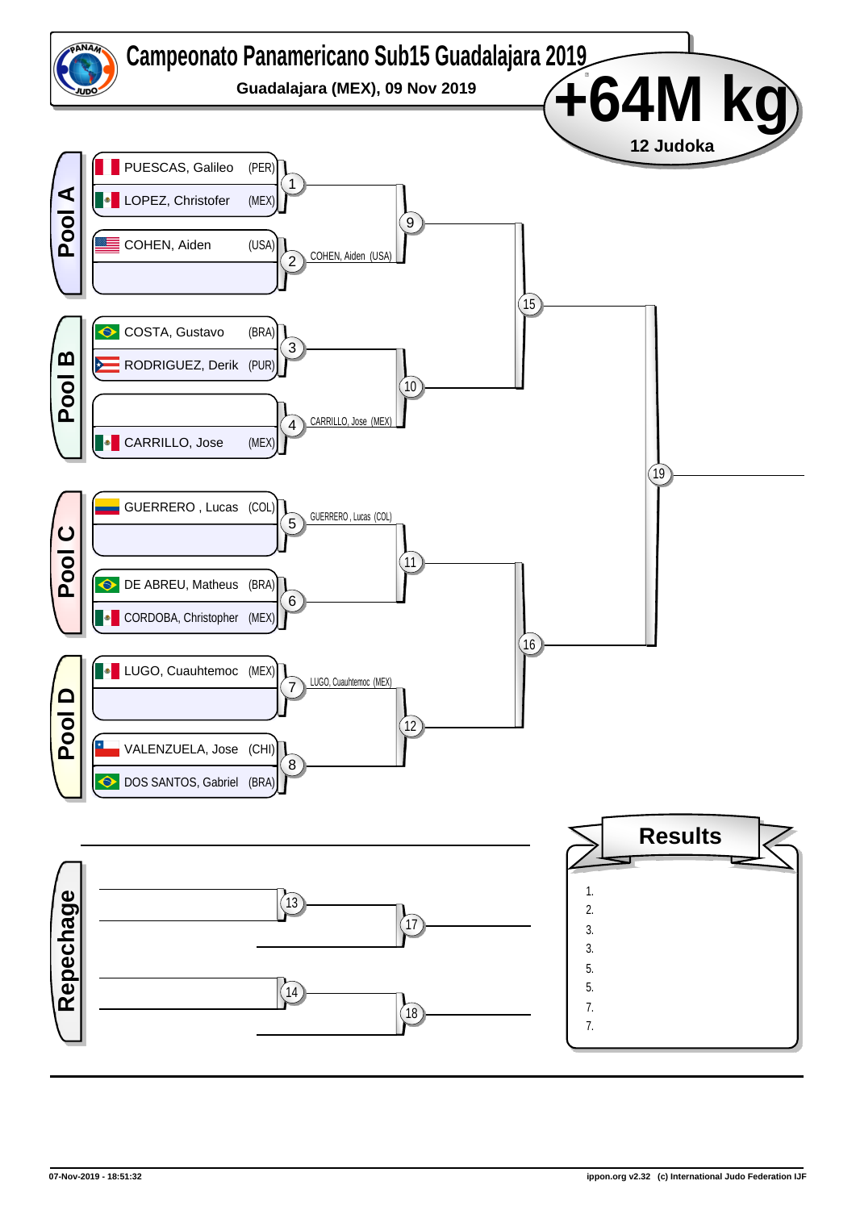# Campeonato Panamericano Sub15 Guadalajara 2019

**Guadalajara (MEX), 09 Nov 2019**

## +64M kg

**12 Judoka**

### Pool A

| Athlete | Country | Match |
|---|---|---|
| PUESCAS, Galileo | (PER) | 1 |
| LOPEZ, Christofer | (MEX) | 1 |
| COHEN, Aiden | (USA) | 2 |
| | | 2 |

- Match 2: COHEN, Aiden (USA)
- Match 9: 1 vs 2
- Match 15: 9 vs 10

### Pool B

| Athlete | Country | Match |
|---|---|---|
| COSTA, Gustavo | (BRA) | 3 |
| RODRIGUEZ, Derik | (PUR) | 3 |
| | | 4 |
| CARRILLO, Jose | (MEX) | 4 |

- Match 4: CARRILLO, Jose (MEX)
- Match 10: 3 vs 4

### Pool C

| Athlete | Country | Match |
|---|---|---|
| GUERRERO , Lucas | (COL) | 5 |
| | | 5 |
| DE ABREU, Matheus | (BRA) | 6 |
| CORDOBA, Christopher | (MEX) | 6 |

- Match 5: GUERRERO , Lucas (COL)
- Match 11: 5 vs 6
- Match 16: 11 vs 12

### Pool D

| Athlete | Country | Match |
|---|---|---|
| LUGO, Cuauhtemoc | (MEX) | 7 |
| | | 7 |
| VALENZUELA, Jose | (CHI) | 8 |
| DOS SANTOS, Gabriel | (BRA) | 8 |

- Match 7: LUGO, Cuauhtemoc (MEX)
- Match 12: 7 vs 8

### Final

- Match 19: 15 vs 16

### Repechage

- Match 13
- Match 14
- Match 17
- Match 18

### Results

1.
2.
3.
3.
5.
5.
7.
7.

07-Nov-2019 - 18:51:32

ippon.org v2.32 (c) International Judo Federation IJF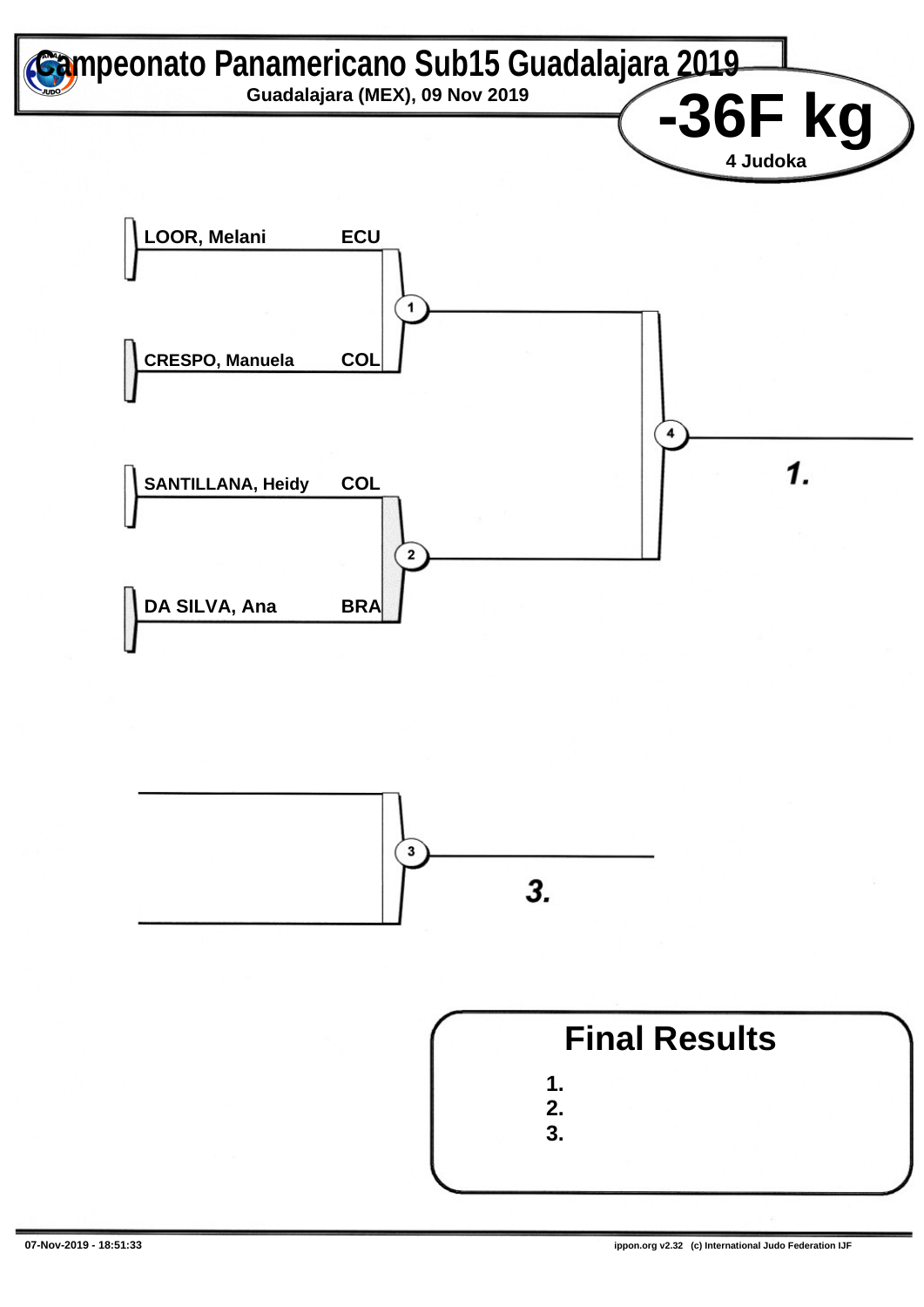# Campeonato Panamericano Sub15 Guadalajara 2019

**Guadalajara (MEX), 09 Nov 2019**

# -36F kg

**4 Judoka**

| Athlete | Country |
|---|---|
| LOOR, Melani | ECU |
| CRESPO, Manuela | COL |
| SANTILLANA, Heidy | COL |
| DA SILVA, Ana | BRA |

1

2

3

4

*1.*

*3.*

## Final Results

1.
2.
3.

07-Nov-2019 - 18:51:33

ippon.org v2.32 (c) International Judo Federation IJF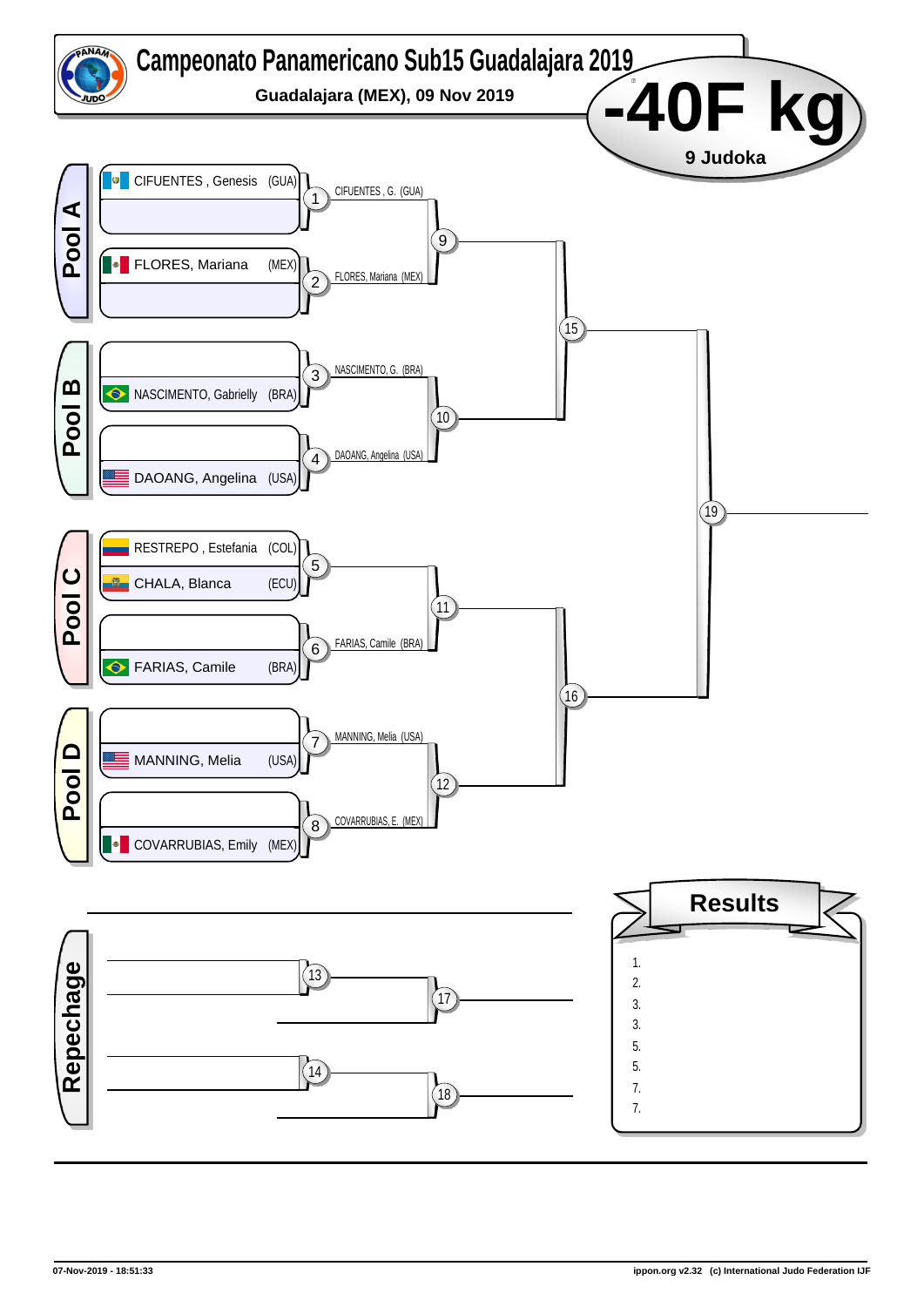# Campeonato Panamericano Sub15 Guadalajara 2019

**Guadalajara (MEX), 09 Nov 2019**

## -40F kg

**9 Judoka**

### Pool A

- CIFUENTES , Genesis (GUA)
- FLORES, Mariana (MEX)

Contest 1: CIFUENTES , G. (GUA)
Contest 2: FLORES, Mariana (MEX)

### Pool B

- NASCIMENTO, Gabrielly (BRA)
- DAOANG, Angelina (USA)

Contest 3: NASCIMENTO, G. (BRA)
Contest 4: DAOANG, Angelina (USA)

### Pool C

- RESTREPO , Estefania (COL)
- CHALA, Blanca (ECU)
- FARIAS, Camile (BRA)

Contest 5:
Contest 6: FARIAS, Camile (BRA)

### Pool D

- MANNING, Melia (USA)
- COVARRUBIAS, Emily (MEX)

Contest 7: MANNING, Melia (USA)
Contest 8: COVARRUBIAS, E. (MEX)

Contests: 9, 10, 11, 12, 15, 16, 19

### Repechage

Contests: 13, 14, 17, 18

### Results

1.
2.
3.
3.
5.
5.
7.
7.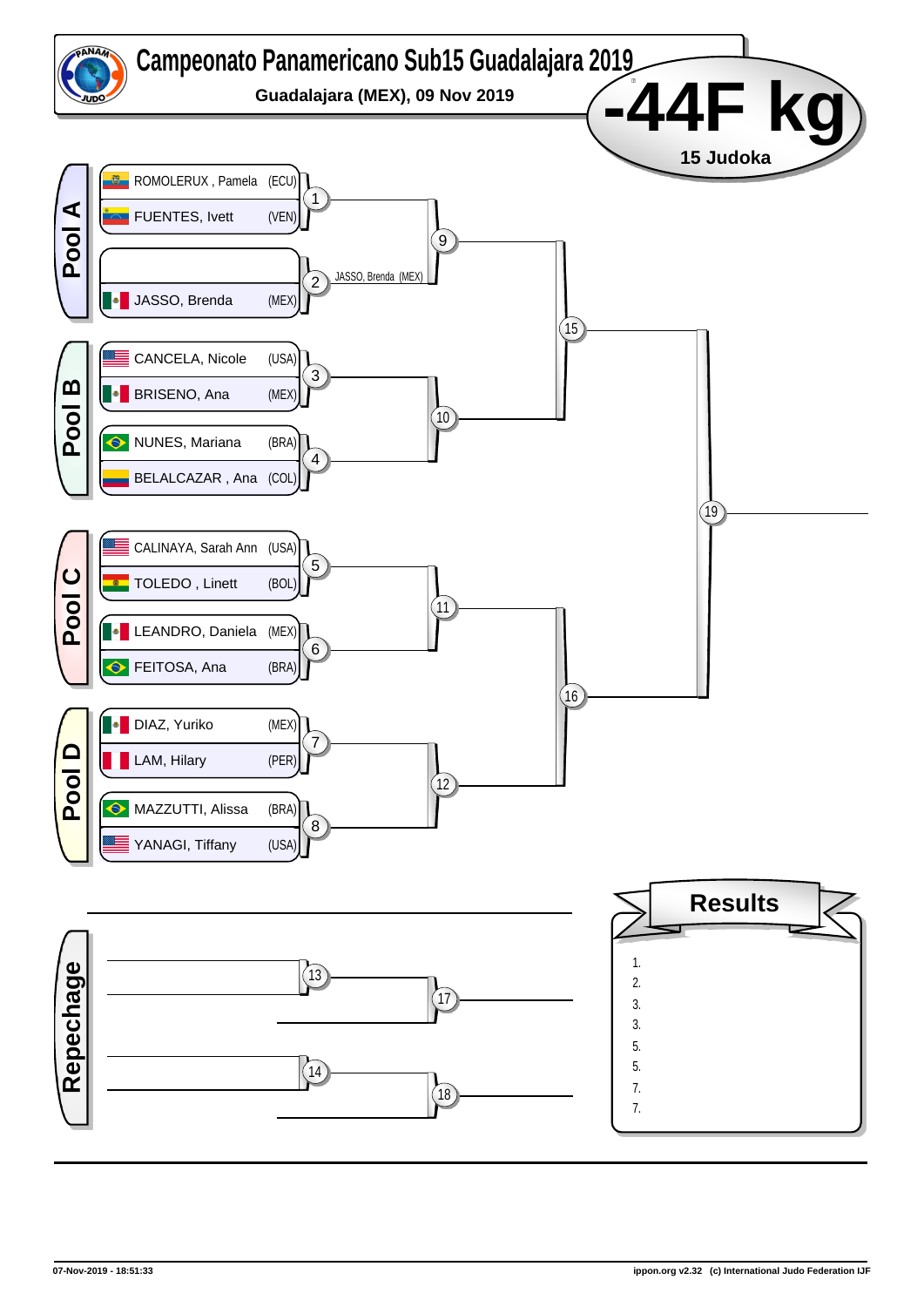# Campeonato Panamericano Sub15 Guadalajara 2019

**Guadalajara (MEX), 09 Nov 2019**

# -44F kg

**15 Judoka**

## Pool A

| Match | Competitor | Country |
|---|---|---|
| 1 | ROMOLERUX , Pamela | (ECU) |
| 1 | FUENTES, Ivett | (VEN) |
| 2 | | |
| 2 | JASSO, Brenda | (MEX) |

Match 2 winner: JASSO, Brenda (MEX)

Match 9: winner of 1 vs winner of 2

## Pool B

| Match | Competitor | Country |
|---|---|---|
| 3 | CANCELA, Nicole | (USA) |
| 3 | BRISENO, Ana | (MEX) |
| 4 | NUNES, Mariana | (BRA) |
| 4 | BELALCAZAR , Ana | (COL) |

Match 10: winner of 3 vs winner of 4

Match 15: winner of 9 vs winner of 10

## Pool C

| Match | Competitor | Country |
|---|---|---|
| 5 | CALINAYA, Sarah Ann | (USA) |
| 5 | TOLEDO , Linett | (BOL) |
| 6 | LEANDRO, Daniela | (MEX) |
| 6 | FEITOSA, Ana | (BRA) |

Match 11: winner of 5 vs winner of 6

## Pool D

| Match | Competitor | Country |
|---|---|---|
| 7 | DIAZ, Yuriko | (MEX) |
| 7 | LAM, Hilary | (PER) |
| 8 | MAZZUTTI, Alissa | (BRA) |
| 8 | YANAGI, Tiffany | (USA) |

Match 12: winner of 7 vs winner of 8

Match 16: winner of 11 vs winner of 12

Match 19: winner of 15 vs winner of 16

## Repechage

Match 13 → Match 17

Match 14 → Match 18

## Results

1.
2.
3.
3.
5.
5.
7.
7.

07-Nov-2019 - 18:51:33 — ippon.org v2.32 (c) International Judo Federation IJF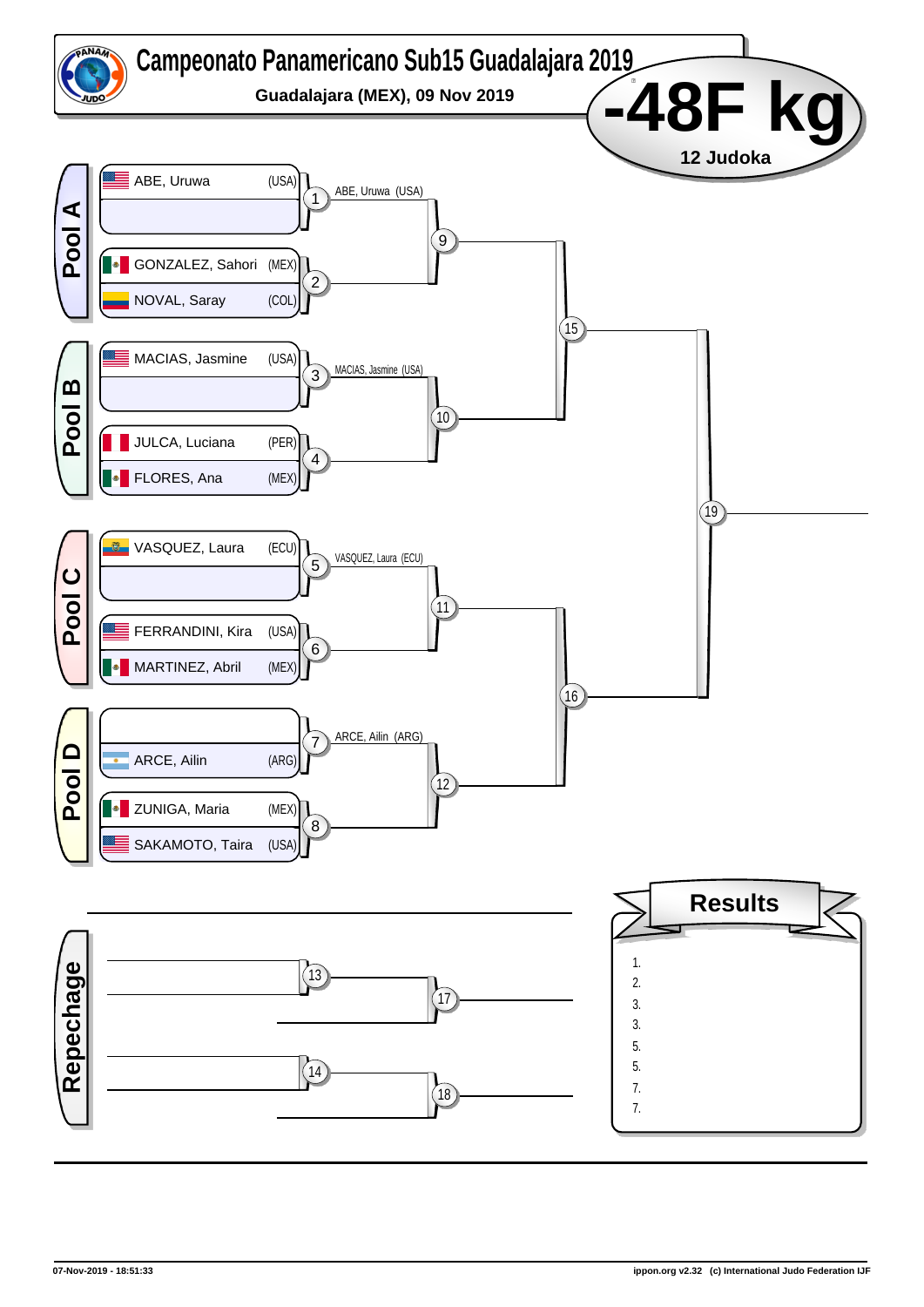# Campeonato Panamericano Sub15 Guadalajara 2019

**Guadalajara (MEX), 09 Nov 2019**

# -48F kg

**12 Judoka**

## Pool A

| Athlete | Country | Match |
|---|---|---|
| ABE, Uruwa | (USA) | 1 |
| | | |
| GONZALEZ, Sahori | (MEX) | 2 |
| NOVAL, Saray | (COL) | |

- Match 1: ABE, Uruwa (USA)
- Match 9
- Match 15

## Pool B

| Athlete | Country | Match |
|---|---|---|
| MACIAS, Jasmine | (USA) | 3 |
| | | |
| JULCA, Luciana | (PER) | 4 |
| FLORES, Ana | (MEX) | |

- Match 3: MACIAS, Jasmine (USA)
- Match 10

## Pool C

| Athlete | Country | Match |
|---|---|---|
| VASQUEZ, Laura | (ECU) | 5 |
| | | |
| FERRANDINI, Kira | (USA) | 6 |
| MARTINEZ, Abril | (MEX) | |

- Match 5: VASQUEZ, Laura (ECU)
- Match 11
- Match 16

## Pool D

| Athlete | Country | Match |
|---|---|---|
| | | 7 |
| ARCE, Ailin | (ARG) | |
| ZUNIGA, Maria | (MEX) | 8 |
| SAKAMOTO, Taira | (USA) | |

- Match 7: ARCE, Ailin (ARG)
- Match 12

Final: Match 19

## Repechage

- Match 13
- Match 14
- Match 17
- Match 18

## Results

1.
2.
3.
3.
5.
5.
7.
7.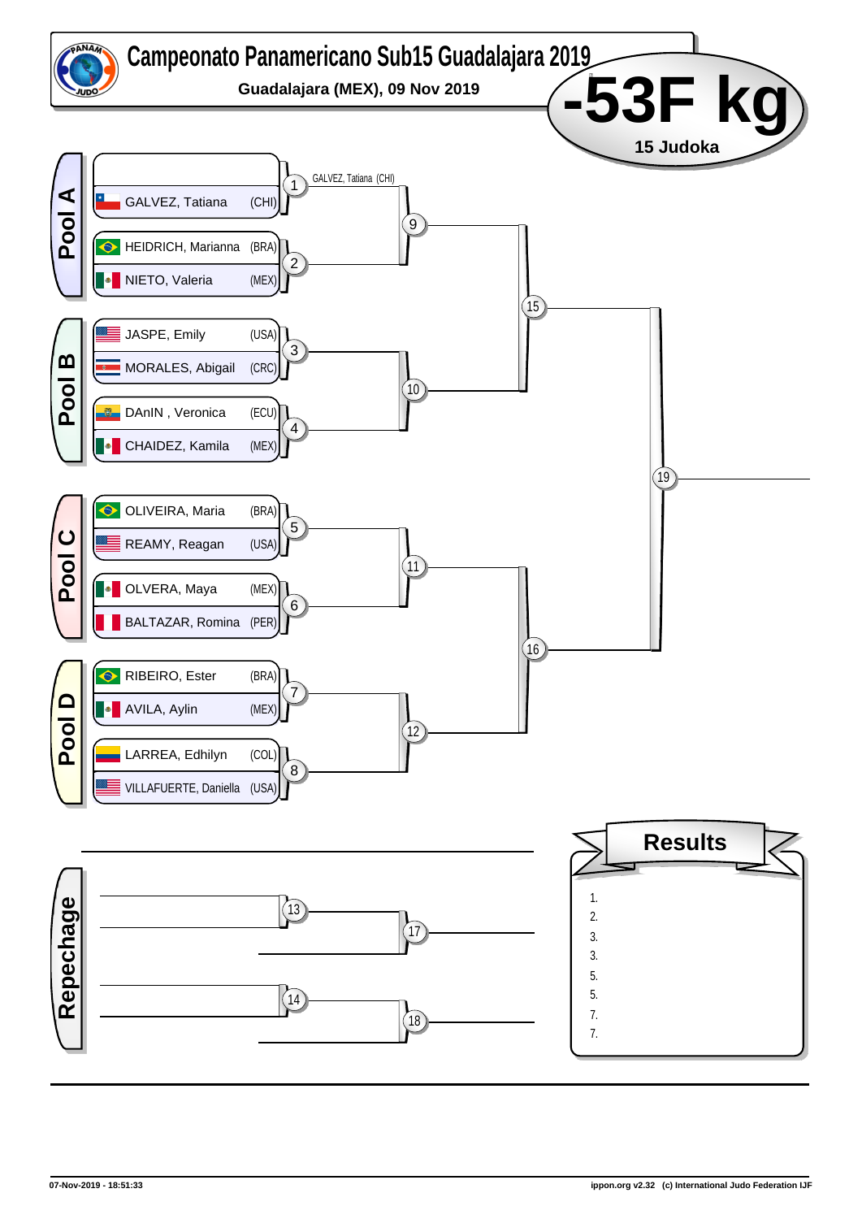# Campeonato Panamericano Sub15 Guadalajara 2019

**Guadalajara (MEX), 09 Nov 2019**

## -53F kg

**15 Judoka**

### Pool A

| Athlete | Country |
|---|---|
| | |
| GALVEZ, Tatiana | (CHI) |
| HEIDRICH, Marianna | (BRA) |
| NIETO, Valeria | (MEX) |

- 1: GALVEZ, Tatiana (CHI)
- 2
- 9

### Pool B

| Athlete | Country |
|---|---|
| JASPE, Emily | (USA) |
| MORALES, Abigail | (CRC) |
| DAnIN , Veronica | (ECU) |
| CHAIDEZ, Kamila | (MEX) |

- 3
- 4
- 10

15

### Pool C

| Athlete | Country |
|---|---|
| OLIVEIRA, Maria | (BRA) |
| REAMY, Reagan | (USA) |
| OLVERA, Maya | (MEX) |
| BALTAZAR, Romina | (PER) |

- 5
- 6
- 11

### Pool D

| Athlete | Country |
|---|---|
| RIBEIRO, Ester | (BRA) |
| AVILA, Aylin | (MEX) |
| LARREA, Edhilyn | (COL) |
| VILLAFUERTE, Daniella | (USA) |

- 7
- 8
- 12

16

19

### Repechage

- 13
- 14
- 17
- 18

### Results

1.
2.
3.
3.
5.
5.
7.
7.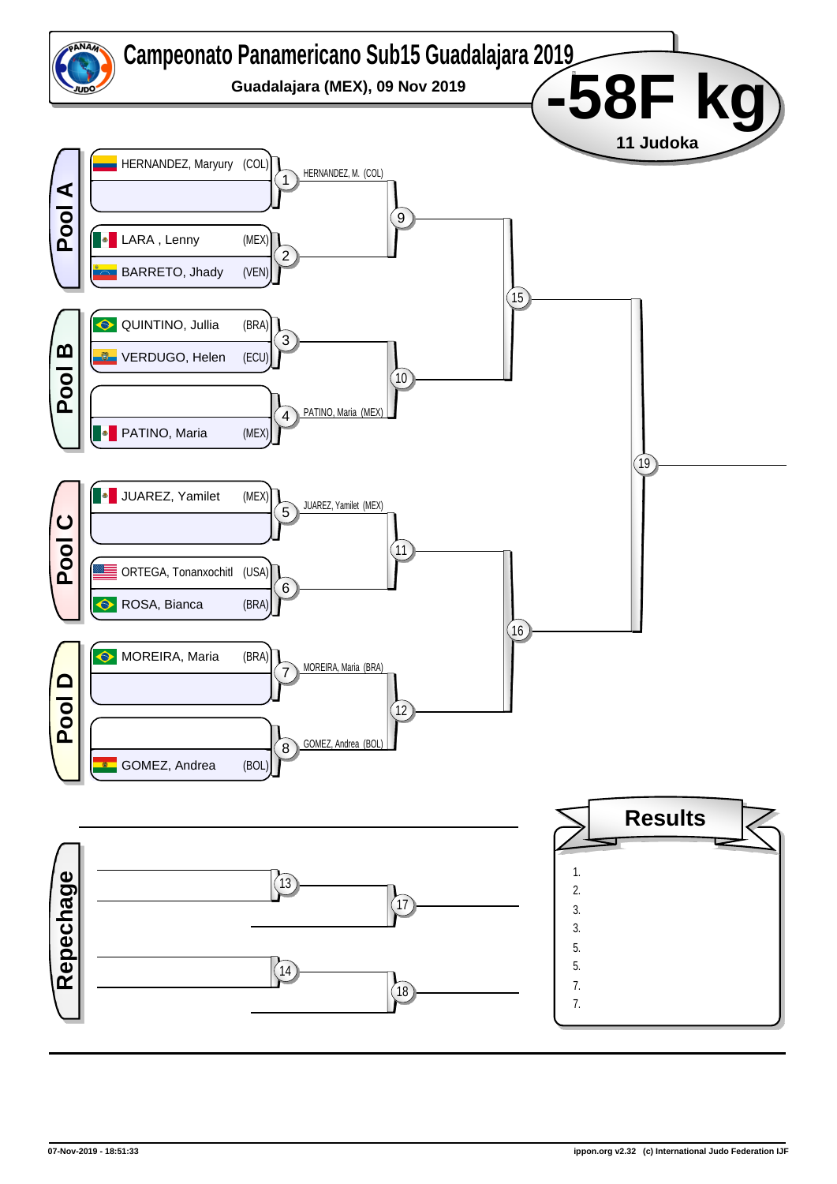# Campeonato Panamericano Sub15 Guadalajara 2019

**Guadalajara (MEX), 09 Nov 2019**

# -58F kg

**11 Judoka**

## Pool A

| Athlete | Country | Match |
|---|---|---|
| HERNANDEZ, Maryury | (COL) | 1 |
| | | |
| LARA , Lenny | (MEX) | 2 |
| BARRETO, Jhady | (VEN) | |

- Match 1: HERNANDEZ, M. (COL)
- Match 9
- Match 15

## Pool B

| Athlete | Country | Match |
|---|---|---|
| QUINTINO, Jullia | (BRA) | 3 |
| VERDUGO, Helen | (ECU) | |
| | | 4 |
| PATINO, Maria | (MEX) | |

- Match 4: PATINO, Maria (MEX)
- Match 10
- Match 19

## Pool C

| Athlete | Country | Match |
|---|---|---|
| JUAREZ, Yamilet | (MEX) | 5 |
| | | |
| ORTEGA, Tonanxochitl | (USA) | 6 |
| ROSA, Bianca | (BRA) | |

- Match 5: JUAREZ, Yamilet (MEX)
- Match 11
- Match 16

## Pool D

| Athlete | Country | Match |
|---|---|---|
| MOREIRA, Maria | (BRA) | 7 |
| | | |
| | | 8 |
| GOMEZ, Andrea | (BOL) | |

- Match 7: MOREIRA, Maria (BRA)
- Match 8: GOMEZ, Andrea (BOL)
- Match 12

## Repechage

- Match 13
- Match 17
- Match 14
- Match 18

## Results

1.
2.
3.
3.
5.
5.
7.
7.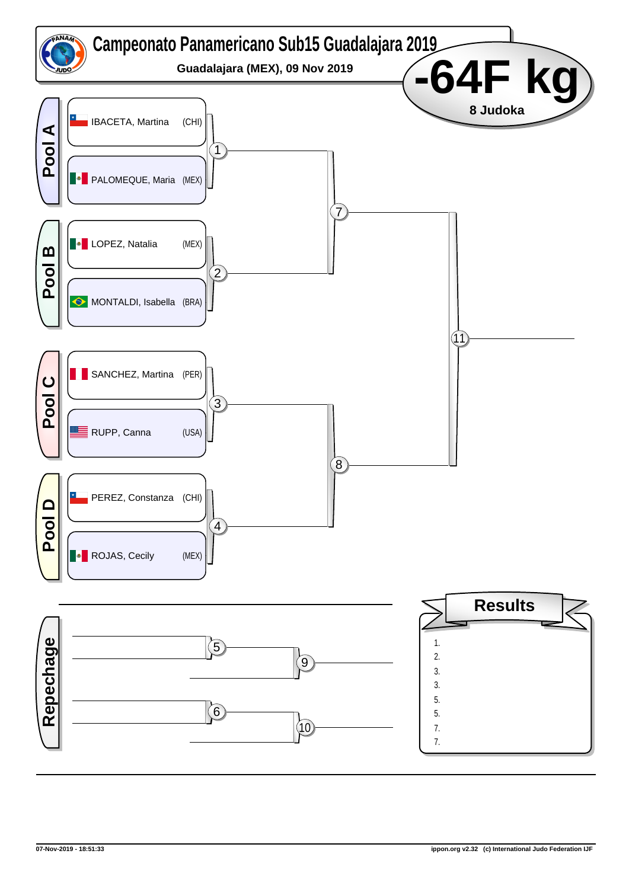# Campeonato Panamericano Sub15 Guadalajara 2019

**Guadalajara (MEX), 09 Nov 2019**

## -64F kg

**8 Judoka**

| Pool | Athlete | Country | Contest |
|---|---|---|---|
| Pool A | IBACETA, Martina | (CHI) | 1 |
| Pool A | PALOMEQUE, Maria | (MEX) | 1 |
| Pool B | LOPEZ, Natalia | (MEX) | 2 |
| Pool B | MONTALDI, Isabella | (BRA) | 2 |
| Pool C | SANCHEZ, Martina | (PER) | 3 |
| Pool C | RUPP, Canna | (USA) | 3 |
| Pool D | PEREZ, Constanza | (CHI) | 4 |
| Pool D | ROJAS, Cecily | (MEX) | 4 |

Winners of 1 and 2 → 7; winners of 3 and 4 → 8; winners of 7 and 8 → 11

**Repechage**

5 → 9

6 → 10

**Results**

1.
2.
3.
3.
5.
5.
7.
7.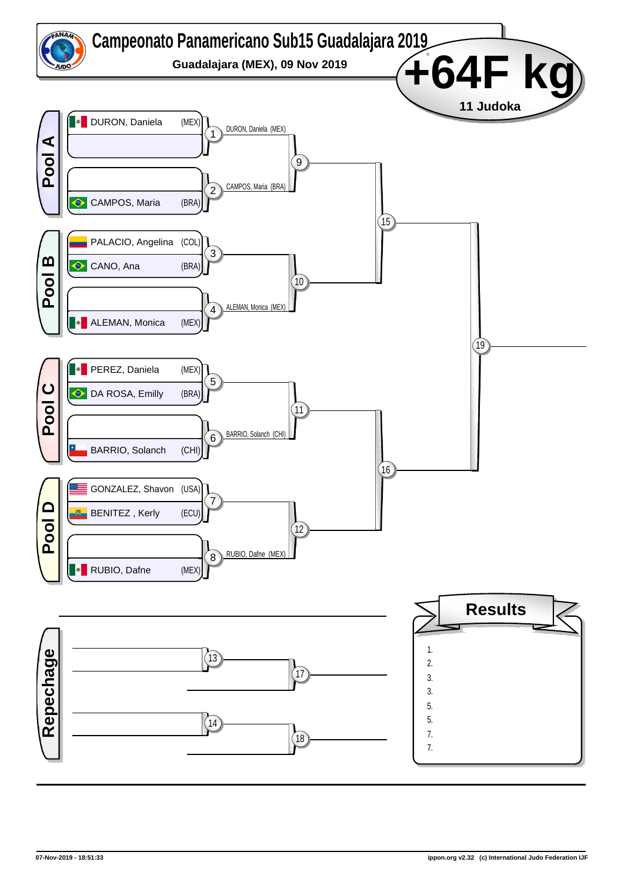# Campeonato Panamericano Sub15 Guadalajara 2019

**Guadalajara (MEX), 09 Nov 2019**

# +64F kg

**11 Judoka**

## Pool A

- DURON, Daniela (MEX)
- CAMPOS, Maria (BRA)

1: DURON, Daniela (MEX)
2: CAMPOS, Maria (BRA)
9

## Pool B

- PALACIO, Angelina (COL)
- CANO, Ana (BRA)
- ALEMAN, Monica (MEX)

3
4: ALEMAN, Monica (MEX)
10

15

## Pool C

- PEREZ, Daniela (MEX)
- DA ROSA, Emilly (BRA)
- BARRIO, Solanch (CHI)

5
6: BARRIO, Solanch (CHI)
11

## Pool D

- GONZALEZ, Shavon (USA)
- BENITEZ , Kerly (ECU)
- RUBIO, Dafne (MEX)

7
8: RUBIO, Dafne (MEX)
12

16

19

## Repechage

13
14
17
18

## Results

1.
2.
3.
3.
5.
5.
7.
7.